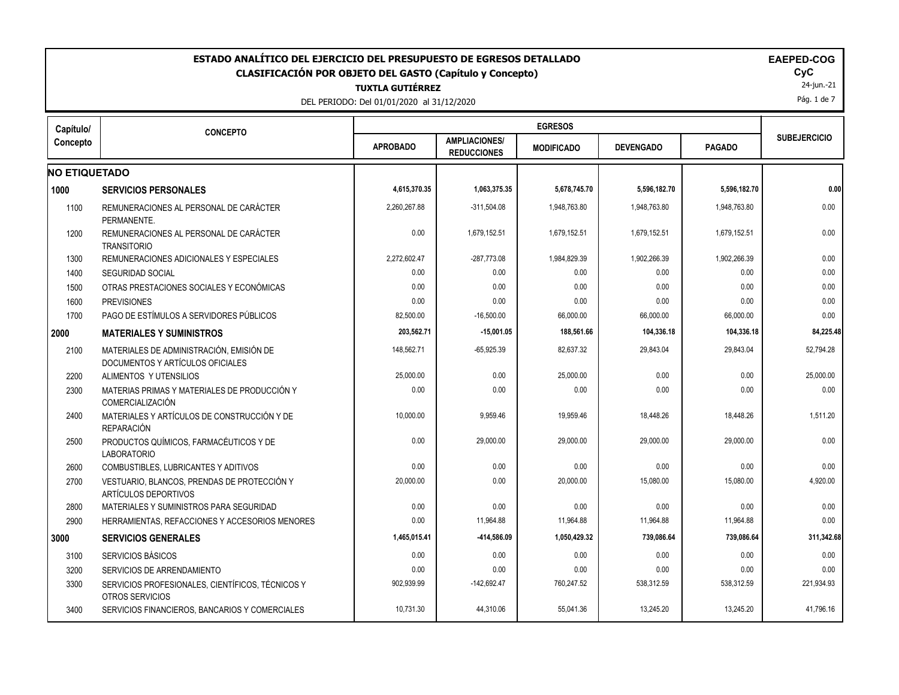# ESTADO ANALÍTICO DEL EJERCICIO DEL PRESUPUESTO DE EGRESOS DETALLADO

## CLASIFICACIÓN POR OBJETO DEL GASTO (Capítulo y Concepto)

**TUXTLA GUTIÉRREZ**

DEL PERIODO: Del 01/01/2020 al 31/12/2020

**EAEPED-COG**
**CyC**
24-jun.-21

| Capítulo/ Concepto | CONCEPTO | EGRESOS | | | | | SUBEJERCICIO |
|---|---|---|---|---|---|---|---|
| | | APROBADO | AMPLIACIONES/ REDUCCIONES | MODIFICADO | DEVENGADO | PAGADO | |
| **NO ETIQUETADO** | | | | | | | |
| **1000** | **SERVICIOS PERSONALES** | **4,615,370.35** | **1,063,375.35** | **5,678,745.70** | **5,596,182.70** | **5,596,182.70** | **0.00** |
| 1100 | REMUNERACIONES AL PERSONAL DE CARÁCTER PERMANENTE. | 2,260,267.88 | -311,504.08 | 1,948,763.80 | 1,948,763.80 | 1,948,763.80 | 0.00 |
| 1200 | REMUNERACIONES AL PERSONAL DE CARÁCTER TRANSITORIO | 0.00 | 1,679,152.51 | 1,679,152.51 | 1,679,152.51 | 1,679,152.51 | 0.00 |
| 1300 | REMUNERACIONES ADICIONALES Y ESPECIALES | 2,272,602.47 | -287,773.08 | 1,984,829.39 | 1,902,266.39 | 1,902,266.39 | 0.00 |
| 1400 | SEGURIDAD SOCIAL | 0.00 | 0.00 | 0.00 | 0.00 | 0.00 | 0.00 |
| 1500 | OTRAS PRESTACIONES SOCIALES Y ECONÓMICAS | 0.00 | 0.00 | 0.00 | 0.00 | 0.00 | 0.00 |
| 1600 | PREVISIONES | 0.00 | 0.00 | 0.00 | 0.00 | 0.00 | 0.00 |
| 1700 | PAGO DE ESTÍMULOS A SERVIDORES PÚBLICOS | 82,500.00 | -16,500.00 | 66,000.00 | 66,000.00 | 66,000.00 | 0.00 |
| **2000** | **MATERIALES Y SUMINISTROS** | **203,562.71** | **-15,001.05** | **188,561.66** | **104,336.18** | **104,336.18** | **84,225.48** |
| 2100 | MATERIALES DE ADMINISTRACIÓN, EMISIÓN DE DOCUMENTOS Y ARTÍCULOS OFICIALES | 148,562.71 | -65,925.39 | 82,637.32 | 29,843.04 | 29,843.04 | 52,794.28 |
| 2200 | ALIMENTOS Y UTENSILIOS | 25,000.00 | 0.00 | 25,000.00 | 0.00 | 0.00 | 25,000.00 |
| 2300 | MATERIAS PRIMAS Y MATERIALES DE PRODUCCIÓN Y COMERCIALIZACIÓN | 0.00 | 0.00 | 0.00 | 0.00 | 0.00 | 0.00 |
| 2400 | MATERIALES Y ARTÍCULOS DE CONSTRUCCIÓN Y DE REPARACIÓN | 10,000.00 | 9,959.46 | 19,959.46 | 18,448.26 | 18,448.26 | 1,511.20 |
| 2500 | PRODUCTOS QUÍMICOS, FARMACÉUTICOS Y DE LABORATORIO | 0.00 | 29,000.00 | 29,000.00 | 29,000.00 | 29,000.00 | 0.00 |
| 2600 | COMBUSTIBLES, LUBRICANTES Y ADITIVOS | 0.00 | 0.00 | 0.00 | 0.00 | 0.00 | 0.00 |
| 2700 | VESTUARIO, BLANCOS, PRENDAS DE PROTECCIÓN Y ARTÍCULOS DEPORTIVOS | 20,000.00 | 0.00 | 20,000.00 | 15,080.00 | 15,080.00 | 4,920.00 |
| 2800 | MATERIALES Y SUMINISTROS PARA SEGURIDAD | 0.00 | 0.00 | 0.00 | 0.00 | 0.00 | 0.00 |
| 2900 | HERRAMIENTAS, REFACCIONES Y ACCESORIOS MENORES | 0.00 | 11,964.88 | 11,964.88 | 11,964.88 | 11,964.88 | 0.00 |
| **3000** | **SERVICIOS GENERALES** | **1,465,015.41** | **-414,586.09** | **1,050,429.32** | **739,086.64** | **739,086.64** | **311,342.68** |
| 3100 | SERVICIOS BÁSICOS | 0.00 | 0.00 | 0.00 | 0.00 | 0.00 | 0.00 |
| 3200 | SERVICIOS DE ARRENDAMIENTO | 0.00 | 0.00 | 0.00 | 0.00 | 0.00 | 0.00 |
| 3300 | SERVICIOS PROFESIONALES, CIENTÍFICOS, TÉCNICOS Y OTROS SERVICIOS | 902,939.99 | -142,692.47 | 760,247.52 | 538,312.59 | 538,312.59 | 221,934.93 |
| 3400 | SERVICIOS FINANCIEROS, BANCARIOS Y COMERCIALES | 10,731.30 | 44,310.06 | 55,041.36 | 13,245.20 | 13,245.20 | 41,796.16 |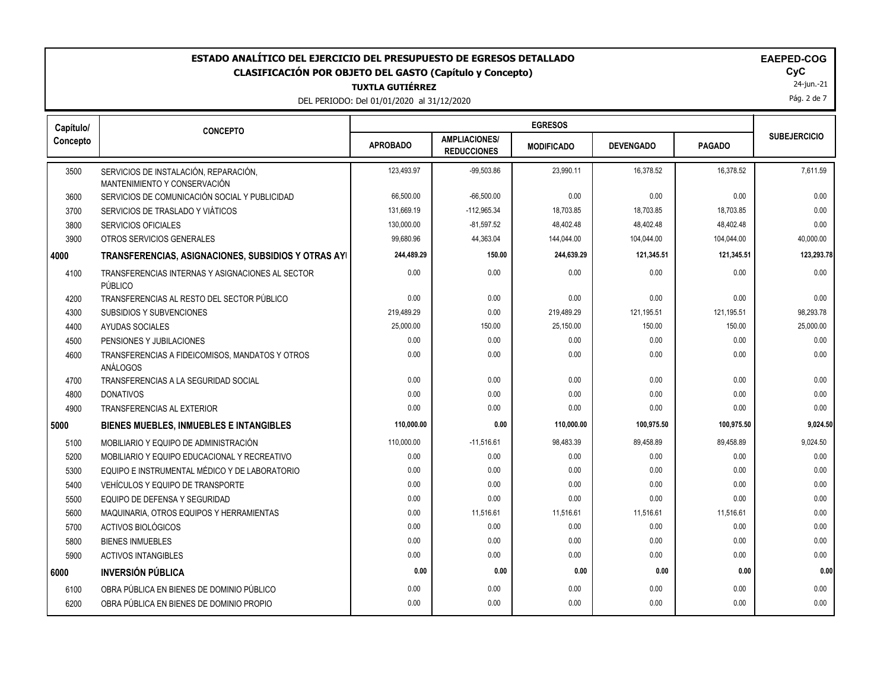# ESTADO ANALÍTICO DEL EJERCICIO DEL PRESUPUESTO DE EGRESOS DETALLADO

## CLASIFICACIÓN POR OBJETO DEL GASTO (Capítulo y Concepto)

**TUXTLA GUTIÉRREZ**

DEL PERIODO: Del 01/01/2020 al 31/12/2020

**EAPED-COG**

**CyC**

24-jun.-21

| Capítulo/ Concepto | CONCEPTO | EGRESOS | | | | | SUBEJERCICIO |
|---|---|---|---|---|---|---|---|
| | | APROBADO | AMPLIACIONES/ REDUCCIONES | MODIFICADO | DEVENGADO | PAGADO | |
| 3500 | SERVICIOS DE INSTALACIÓN, REPARACIÓN, MANTENIMIENTO Y CONSERVACIÓN | 123,493.97 | -99,503.86 | 23,990.11 | 16,378.52 | 16,378.52 | 7,611.59 |
| 3600 | SERVICIOS DE COMUNICACIÓN SOCIAL Y PUBLICIDAD | 66,500.00 | -66,500.00 | 0.00 | 0.00 | 0.00 | 0.00 |
| 3700 | SERVICIOS DE TRASLADO Y VIÁTICOS | 131,669.19 | -112,965.34 | 18,703.85 | 18,703.85 | 18,703.85 | 0.00 |
| 3800 | SERVICIOS OFICIALES | 130,000.00 | -81,597.52 | 48,402.48 | 48,402.48 | 48,402.48 | 0.00 |
| 3900 | OTROS SERVICIOS GENERALES | 99,680.96 | 44,363.04 | 144,044.00 | 104,044.00 | 104,044.00 | 40,000.00 |
| **4000** | **TRANSFERENCIAS, ASIGNACIONES, SUBSIDIOS Y OTRAS AY** | **244,489.29** | **150.00** | **244,639.29** | **121,345.51** | **121,345.51** | **123,293.78** |
| 4100 | TRANSFERENCIAS INTERNAS Y ASIGNACIONES AL SECTOR PÚBLICO | 0.00 | 0.00 | 0.00 | 0.00 | 0.00 | 0.00 |
| 4200 | TRANSFERENCIAS AL RESTO DEL SECTOR PÚBLICO | 0.00 | 0.00 | 0.00 | 0.00 | 0.00 | 0.00 |
| 4300 | SUBSIDIOS Y SUBVENCIONES | 219,489.29 | 0.00 | 219,489.29 | 121,195.51 | 121,195.51 | 98,293.78 |
| 4400 | AYUDAS SOCIALES | 25,000.00 | 150.00 | 25,150.00 | 150.00 | 150.00 | 25,000.00 |
| 4500 | PENSIONES Y JUBILACIONES | 0.00 | 0.00 | 0.00 | 0.00 | 0.00 | 0.00 |
| 4600 | TRANSFERENCIAS A FIDEICOMISOS, MANDATOS Y OTROS ANÁLOGOS | 0.00 | 0.00 | 0.00 | 0.00 | 0.00 | 0.00 |
| 4700 | TRANSFERENCIAS A LA SEGURIDAD SOCIAL | 0.00 | 0.00 | 0.00 | 0.00 | 0.00 | 0.00 |
| 4800 | DONATIVOS | 0.00 | 0.00 | 0.00 | 0.00 | 0.00 | 0.00 |
| 4900 | TRANSFERENCIAS AL EXTERIOR | 0.00 | 0.00 | 0.00 | 0.00 | 0.00 | 0.00 |
| **5000** | **BIENES MUEBLES, INMUEBLES E INTANGIBLES** | **110,000.00** | **0.00** | **110,000.00** | **100,975.50** | **100,975.50** | **9,024.50** |
| 5100 | MOBILIARIO Y EQUIPO DE ADMINISTRACIÓN | 110,000.00 | -11,516.61 | 98,483.39 | 89,458.89 | 89,458.89 | 9,024.50 |
| 5200 | MOBILIARIO Y EQUIPO EDUCACIONAL Y RECREATIVO | 0.00 | 0.00 | 0.00 | 0.00 | 0.00 | 0.00 |
| 5300 | EQUIPO E INSTRUMENTAL MÉDICO Y DE LABORATORIO | 0.00 | 0.00 | 0.00 | 0.00 | 0.00 | 0.00 |
| 5400 | VEHÍCULOS Y EQUIPO DE TRANSPORTE | 0.00 | 0.00 | 0.00 | 0.00 | 0.00 | 0.00 |
| 5500 | EQUIPO DE DEFENSA Y SEGURIDAD | 0.00 | 0.00 | 0.00 | 0.00 | 0.00 | 0.00 |
| 5600 | MAQUINARIA, OTROS EQUIPOS Y HERRAMIENTAS | 0.00 | 11,516.61 | 11,516.61 | 11,516.61 | 11,516.61 | 0.00 |
| 5700 | ACTIVOS BIOLÓGICOS | 0.00 | 0.00 | 0.00 | 0.00 | 0.00 | 0.00 |
| 5800 | BIENES INMUEBLES | 0.00 | 0.00 | 0.00 | 0.00 | 0.00 | 0.00 |
| 5900 | ACTIVOS INTANGIBLES | 0.00 | 0.00 | 0.00 | 0.00 | 0.00 | 0.00 |
| **6000** | **INVERSIÓN PÚBLICA** | **0.00** | **0.00** | **0.00** | **0.00** | **0.00** | **0.00** |
| 6100 | OBRA PÚBLICA EN BIENES DE DOMINIO PÚBLICO | 0.00 | 0.00 | 0.00 | 0.00 | 0.00 | 0.00 |
| 6200 | OBRA PÚBLICA EN BIENES DE DOMINIO PROPIO | 0.00 | 0.00 | 0.00 | 0.00 | 0.00 | 0.00 |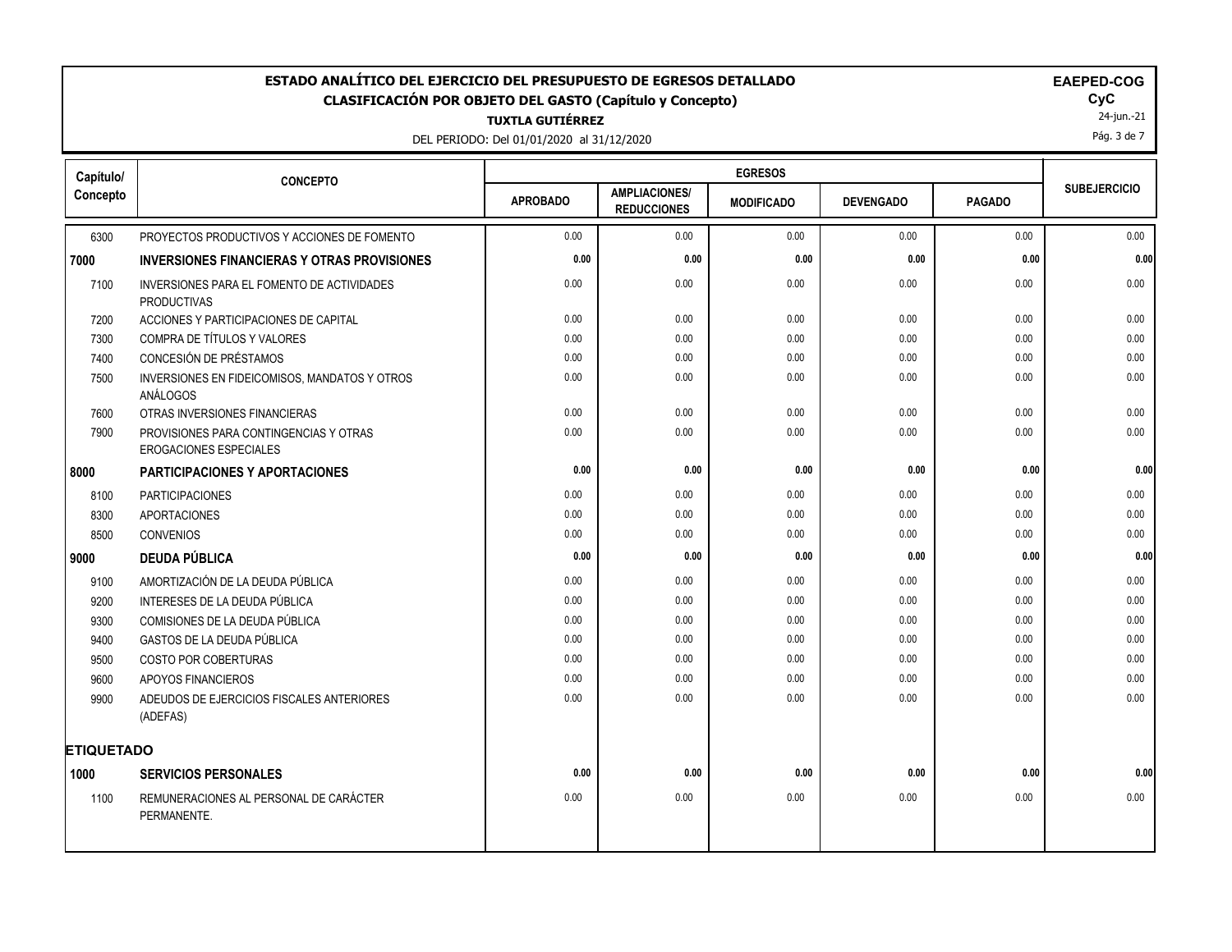# ESTADO ANALÍTICO DEL EJERCICIO DEL PRESUPUESTO DE EGRESOS DETALLADO

## CLASIFICACIÓN POR OBJETO DEL GASTO (Capítulo y Concepto)

**TUXTLA GUTIÉRREZ**

DEL PERIODO: Del 01/01/2020 al 31/12/2020

**EAPED-COG**
**CyC**
24-jun.-21

| Capítulo/ Concepto | CONCEPTO | EGRESOS | | | | | SUBEJERCICIO |
|---|---|---|---|---|---|---|---|
| | | APROBADO | AMPLIACIONES/ REDUCCIONES | MODIFICADO | DEVENGADO | PAGADO | |
| 6300 | PROYECTOS PRODUCTIVOS Y ACCIONES DE FOMENTO | 0.00 | 0.00 | 0.00 | 0.00 | 0.00 | 0.00 |
| **7000** | **INVERSIONES FINANCIERAS Y OTRAS PROVISIONES** | **0.00** | **0.00** | **0.00** | **0.00** | **0.00** | **0.00** |
| 7100 | INVERSIONES PARA EL FOMENTO DE ACTIVIDADES PRODUCTIVAS | 0.00 | 0.00 | 0.00 | 0.00 | 0.00 | 0.00 |
| 7200 | ACCIONES Y PARTICIPACIONES DE CAPITAL | 0.00 | 0.00 | 0.00 | 0.00 | 0.00 | 0.00 |
| 7300 | COMPRA DE TÍTULOS Y VALORES | 0.00 | 0.00 | 0.00 | 0.00 | 0.00 | 0.00 |
| 7400 | CONCESIÓN DE PRÉSTAMOS | 0.00 | 0.00 | 0.00 | 0.00 | 0.00 | 0.00 |
| 7500 | INVERSIONES EN FIDEICOMISOS, MANDATOS Y OTROS ANÁLOGOS | 0.00 | 0.00 | 0.00 | 0.00 | 0.00 | 0.00 |
| 7600 | OTRAS INVERSIONES FINANCIERAS | 0.00 | 0.00 | 0.00 | 0.00 | 0.00 | 0.00 |
| 7900 | PROVISIONES PARA CONTINGENCIAS Y OTRAS EROGACIONES ESPECIALES | 0.00 | 0.00 | 0.00 | 0.00 | 0.00 | 0.00 |
| **8000** | **PARTICIPACIONES Y APORTACIONES** | **0.00** | **0.00** | **0.00** | **0.00** | **0.00** | **0.00** |
| 8100 | PARTICIPACIONES | 0.00 | 0.00 | 0.00 | 0.00 | 0.00 | 0.00 |
| 8300 | APORTACIONES | 0.00 | 0.00 | 0.00 | 0.00 | 0.00 | 0.00 |
| 8500 | CONVENIOS | 0.00 | 0.00 | 0.00 | 0.00 | 0.00 | 0.00 |
| **9000** | **DEUDA PÚBLICA** | **0.00** | **0.00** | **0.00** | **0.00** | **0.00** | **0.00** |
| 9100 | AMORTIZACIÓN DE LA DEUDA PÚBLICA | 0.00 | 0.00 | 0.00 | 0.00 | 0.00 | 0.00 |
| 9200 | INTERESES DE LA DEUDA PÚBLICA | 0.00 | 0.00 | 0.00 | 0.00 | 0.00 | 0.00 |
| 9300 | COMISIONES DE LA DEUDA PÚBLICA | 0.00 | 0.00 | 0.00 | 0.00 | 0.00 | 0.00 |
| 9400 | GASTOS DE LA DEUDA PÚBLICA | 0.00 | 0.00 | 0.00 | 0.00 | 0.00 | 0.00 |
| 9500 | COSTO POR COBERTURAS | 0.00 | 0.00 | 0.00 | 0.00 | 0.00 | 0.00 |
| 9600 | APOYOS FINANCIEROS | 0.00 | 0.00 | 0.00 | 0.00 | 0.00 | 0.00 |
| 9900 | ADEUDOS DE EJERCICIOS FISCALES ANTERIORES (ADEFAS) | 0.00 | 0.00 | 0.00 | 0.00 | 0.00 | 0.00 |
| **ETIQUETADO** | | | | | | | |
| **1000** | **SERVICIOS PERSONALES** | **0.00** | **0.00** | **0.00** | **0.00** | **0.00** | **0.00** |
| 1100 | REMUNERACIONES AL PERSONAL DE CARÁCTER PERMANENTE. | 0.00 | 0.00 | 0.00 | 0.00 | 0.00 | 0.00 |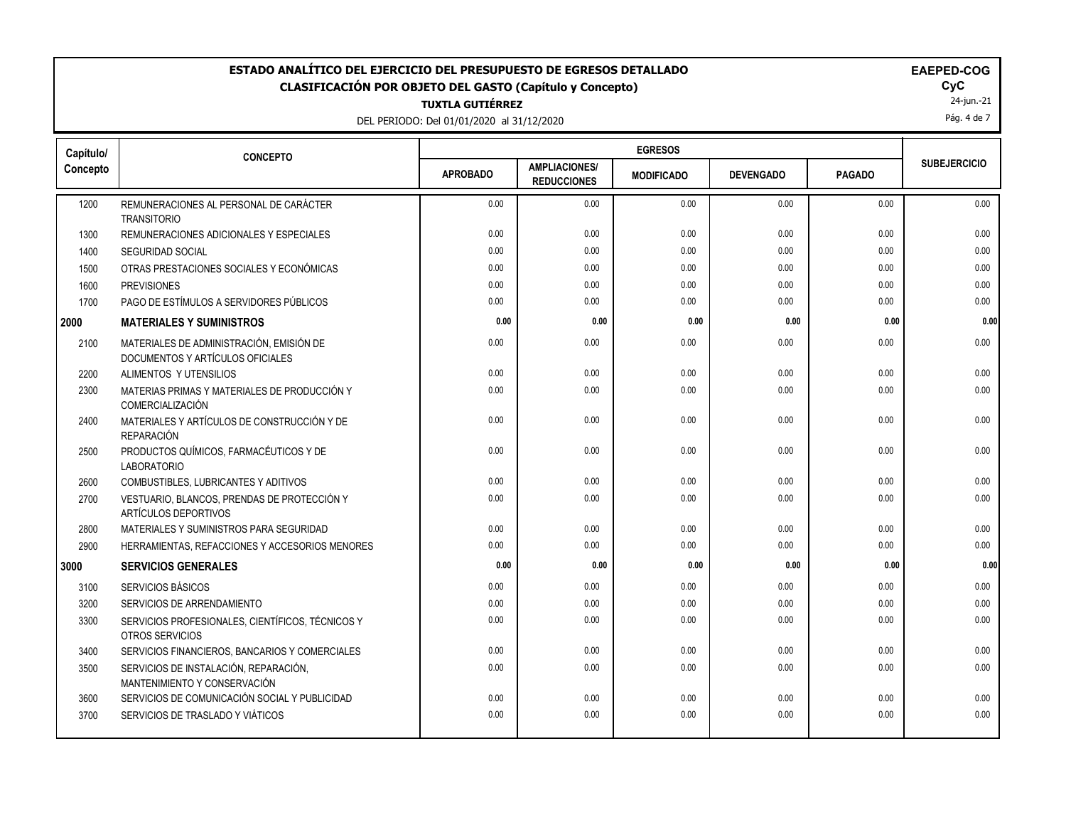# ESTADO ANALÍTICO DEL EJERCICIO DEL PRESUPUESTO DE EGRESOS DETALLADO

## CLASIFICACIÓN POR OBJETO DEL GASTO (Capítulo y Concepto)

**TUXTLA GUTIÉRREZ**

DEL PERIODO: Del 01/01/2020 al 31/12/2020

**EAPED-COG**
**CyC**
24-jun.-21

| Capítulo/ Concepto | CONCEPTO | EGRESOS | | | | | SUBEJERCICIO |
|---|---|---|---|---|---|---|---|
| | | APROBADO | AMPLIACIONES/ REDUCCIONES | MODIFICADO | DEVENGADO | PAGADO | |
| 1200 | REMUNERACIONES AL PERSONAL DE CARÁCTER TRANSITORIO | 0.00 | 0.00 | 0.00 | 0.00 | 0.00 | 0.00 |
| 1300 | REMUNERACIONES ADICIONALES Y ESPECIALES | 0.00 | 0.00 | 0.00 | 0.00 | 0.00 | 0.00 |
| 1400 | SEGURIDAD SOCIAL | 0.00 | 0.00 | 0.00 | 0.00 | 0.00 | 0.00 |
| 1500 | OTRAS PRESTACIONES SOCIALES Y ECONÓMICAS | 0.00 | 0.00 | 0.00 | 0.00 | 0.00 | 0.00 |
| 1600 | PREVISIONES | 0.00 | 0.00 | 0.00 | 0.00 | 0.00 | 0.00 |
| 1700 | PAGO DE ESTÍMULOS A SERVIDORES PÚBLICOS | 0.00 | 0.00 | 0.00 | 0.00 | 0.00 | 0.00 |
| **2000** | **MATERIALES Y SUMINISTROS** | **0.00** | **0.00** | **0.00** | **0.00** | **0.00** | **0.00** |
| 2100 | MATERIALES DE ADMINISTRACIÓN, EMISIÓN DE DOCUMENTOS Y ARTÍCULOS OFICIALES | 0.00 | 0.00 | 0.00 | 0.00 | 0.00 | 0.00 |
| 2200 | ALIMENTOS Y UTENSILIOS | 0.00 | 0.00 | 0.00 | 0.00 | 0.00 | 0.00 |
| 2300 | MATERIAS PRIMAS Y MATERIALES DE PRODUCCIÓN Y COMERCIALIZACIÓN | 0.00 | 0.00 | 0.00 | 0.00 | 0.00 | 0.00 |
| 2400 | MATERIALES Y ARTÍCULOS DE CONSTRUCCIÓN Y DE REPARACIÓN | 0.00 | 0.00 | 0.00 | 0.00 | 0.00 | 0.00 |
| 2500 | PRODUCTOS QUÍMICOS, FARMACÉUTICOS Y DE LABORATORIO | 0.00 | 0.00 | 0.00 | 0.00 | 0.00 | 0.00 |
| 2600 | COMBUSTIBLES, LUBRICANTES Y ADITIVOS | 0.00 | 0.00 | 0.00 | 0.00 | 0.00 | 0.00 |
| 2700 | VESTUARIO, BLANCOS, PRENDAS DE PROTECCIÓN Y ARTÍCULOS DEPORTIVOS | 0.00 | 0.00 | 0.00 | 0.00 | 0.00 | 0.00 |
| 2800 | MATERIALES Y SUMINISTROS PARA SEGURIDAD | 0.00 | 0.00 | 0.00 | 0.00 | 0.00 | 0.00 |
| 2900 | HERRAMIENTAS, REFACCIONES Y ACCESORIOS MENORES | 0.00 | 0.00 | 0.00 | 0.00 | 0.00 | 0.00 |
| **3000** | **SERVICIOS GENERALES** | **0.00** | **0.00** | **0.00** | **0.00** | **0.00** | **0.00** |
| 3100 | SERVICIOS BÁSICOS | 0.00 | 0.00 | 0.00 | 0.00 | 0.00 | 0.00 |
| 3200 | SERVICIOS DE ARRENDAMIENTO | 0.00 | 0.00 | 0.00 | 0.00 | 0.00 | 0.00 |
| 3300 | SERVICIOS PROFESIONALES, CIENTÍFICOS, TÉCNICOS Y OTROS SERVICIOS | 0.00 | 0.00 | 0.00 | 0.00 | 0.00 | 0.00 |
| 3400 | SERVICIOS FINANCIEROS, BANCARIOS Y COMERCIALES | 0.00 | 0.00 | 0.00 | 0.00 | 0.00 | 0.00 |
| 3500 | SERVICIOS DE INSTALACIÓN, REPARACIÓN, MANTENIMIENTO Y CONSERVACIÓN | 0.00 | 0.00 | 0.00 | 0.00 | 0.00 | 0.00 |
| 3600 | SERVICIOS DE COMUNICACIÓN SOCIAL Y PUBLICIDAD | 0.00 | 0.00 | 0.00 | 0.00 | 0.00 | 0.00 |
| 3700 | SERVICIOS DE TRASLADO Y VIÁTICOS | 0.00 | 0.00 | 0.00 | 0.00 | 0.00 | 0.00 |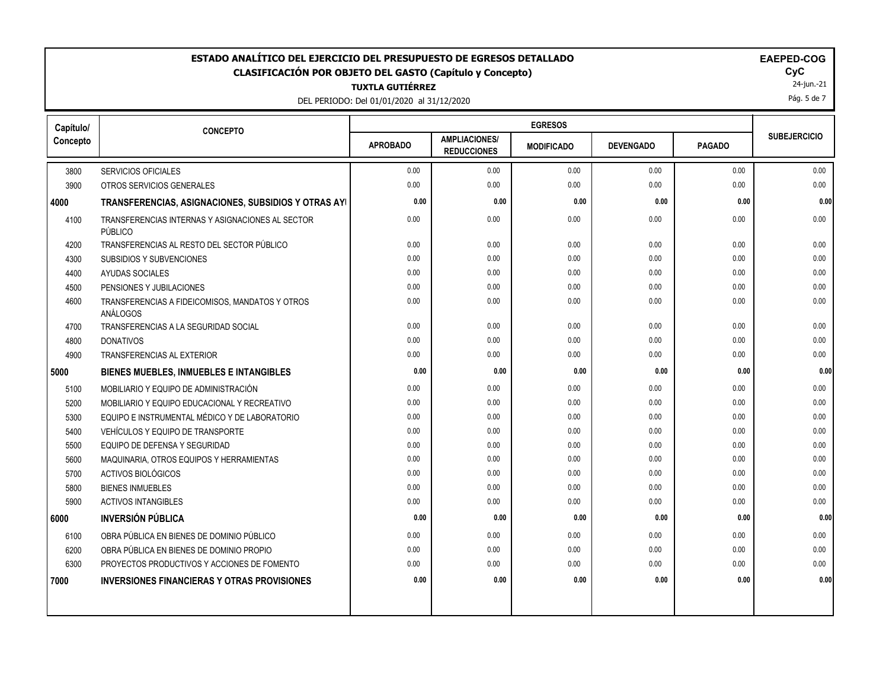# ESTADO ANALÍTICO DEL EJERCICIO DEL PRESUPUESTO DE EGRESOS DETALLADO

## CLASIFICACIÓN POR OBJETO DEL GASTO (Capítulo y Concepto)

**TUXTLA GUTIÉRREZ**

DEL PERIODO: Del 01/01/2020 al 31/12/2020

**EAPED-COG**
**CyC**
24-jun.-21

| Capítulo/ Concepto | CONCEPTO | EGRESOS | | | | | SUBEJERCICIO |
|---|---|---|---|---|---|---|---|
| | | APROBADO | AMPLIACIONES/ REDUCCIONES | MODIFICADO | DEVENGADO | PAGADO | |
| 3800 | SERVICIOS OFICIALES | 0.00 | 0.00 | 0.00 | 0.00 | 0.00 | 0.00 |
| 3900 | OTROS SERVICIOS GENERALES | 0.00 | 0.00 | 0.00 | 0.00 | 0.00 | 0.00 |
| **4000** | **TRANSFERENCIAS, ASIGNACIONES, SUBSIDIOS Y OTRAS AY** | **0.00** | **0.00** | **0.00** | **0.00** | **0.00** | **0.00** |
| 4100 | TRANSFERENCIAS INTERNAS Y ASIGNACIONES AL SECTOR PÚBLICO | 0.00 | 0.00 | 0.00 | 0.00 | 0.00 | 0.00 |
| 4200 | TRANSFERENCIAS AL RESTO DEL SECTOR PÚBLICO | 0.00 | 0.00 | 0.00 | 0.00 | 0.00 | 0.00 |
| 4300 | SUBSIDIOS Y SUBVENCIONES | 0.00 | 0.00 | 0.00 | 0.00 | 0.00 | 0.00 |
| 4400 | AYUDAS SOCIALES | 0.00 | 0.00 | 0.00 | 0.00 | 0.00 | 0.00 |
| 4500 | PENSIONES Y JUBILACIONES | 0.00 | 0.00 | 0.00 | 0.00 | 0.00 | 0.00 |
| 4600 | TRANSFERENCIAS A FIDEICOMISOS, MANDATOS Y OTROS ANÁLOGOS | 0.00 | 0.00 | 0.00 | 0.00 | 0.00 | 0.00 |
| 4700 | TRANSFERENCIAS A LA SEGURIDAD SOCIAL | 0.00 | 0.00 | 0.00 | 0.00 | 0.00 | 0.00 |
| 4800 | DONATIVOS | 0.00 | 0.00 | 0.00 | 0.00 | 0.00 | 0.00 |
| 4900 | TRANSFERENCIAS AL EXTERIOR | 0.00 | 0.00 | 0.00 | 0.00 | 0.00 | 0.00 |
| **5000** | **BIENES MUEBLES, INMUEBLES E INTANGIBLES** | **0.00** | **0.00** | **0.00** | **0.00** | **0.00** | **0.00** |
| 5100 | MOBILIARIO Y EQUIPO DE ADMINISTRACIÓN | 0.00 | 0.00 | 0.00 | 0.00 | 0.00 | 0.00 |
| 5200 | MOBILIARIO Y EQUIPO EDUCACIONAL Y RECREATIVO | 0.00 | 0.00 | 0.00 | 0.00 | 0.00 | 0.00 |
| 5300 | EQUIPO E INSTRUMENTAL MÉDICO Y DE LABORATORIO | 0.00 | 0.00 | 0.00 | 0.00 | 0.00 | 0.00 |
| 5400 | VEHÍCULOS Y EQUIPO DE TRANSPORTE | 0.00 | 0.00 | 0.00 | 0.00 | 0.00 | 0.00 |
| 5500 | EQUIPO DE DEFENSA Y SEGURIDAD | 0.00 | 0.00 | 0.00 | 0.00 | 0.00 | 0.00 |
| 5600 | MAQUINARIA, OTROS EQUIPOS Y HERRAMIENTAS | 0.00 | 0.00 | 0.00 | 0.00 | 0.00 | 0.00 |
| 5700 | ACTIVOS BIOLÓGICOS | 0.00 | 0.00 | 0.00 | 0.00 | 0.00 | 0.00 |
| 5800 | BIENES INMUEBLES | 0.00 | 0.00 | 0.00 | 0.00 | 0.00 | 0.00 |
| 5900 | ACTIVOS INTANGIBLES | 0.00 | 0.00 | 0.00 | 0.00 | 0.00 | 0.00 |
| **6000** | **INVERSIÓN PÚBLICA** | **0.00** | **0.00** | **0.00** | **0.00** | **0.00** | **0.00** |
| 6100 | OBRA PÚBLICA EN BIENES DE DOMINIO PÚBLICO | 0.00 | 0.00 | 0.00 | 0.00 | 0.00 | 0.00 |
| 6200 | OBRA PÚBLICA EN BIENES DE DOMINIO PROPIO | 0.00 | 0.00 | 0.00 | 0.00 | 0.00 | 0.00 |
| 6300 | PROYECTOS PRODUCTIVOS Y ACCIONES DE FOMENTO | 0.00 | 0.00 | 0.00 | 0.00 | 0.00 | 0.00 |
| **7000** | **INVERSIONES FINANCIERAS Y OTRAS PROVISIONES** | **0.00** | **0.00** | **0.00** | **0.00** | **0.00** | **0.00** |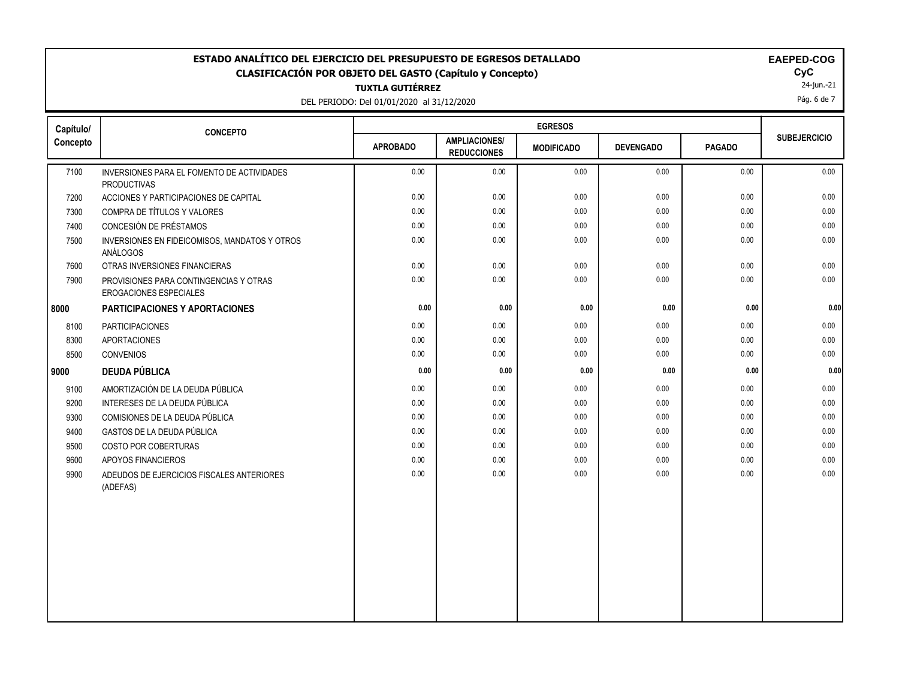# ESTADO ANALÍTICO DEL EJERCICIO DEL PRESUPUESTO DE EGRESOS DETALLADO

## CLASIFICACIÓN POR OBJETO DEL GASTO (Capítulo y Concepto)

**TUXTLA GUTIÉRREZ**

DEL PERIODO: Del 01/01/2020 al 31/12/2020

**EAPED-COG**
**CyC**
24-jun.-21

| Capítulo/ Concepto | CONCEPTO | EGRESOS | | | | | SUBEJERCICIO |
|---|---|---|---|---|---|---|---|
| | | APROBADO | AMPLIACIONES/ REDUCCIONES | MODIFICADO | DEVENGADO | PAGADO | |
| 7100 | INVERSIONES PARA EL FOMENTO DE ACTIVIDADES PRODUCTIVAS | 0.00 | 0.00 | 0.00 | 0.00 | 0.00 | 0.00 |
| 7200 | ACCIONES Y PARTICIPACIONES DE CAPITAL | 0.00 | 0.00 | 0.00 | 0.00 | 0.00 | 0.00 |
| 7300 | COMPRA DE TÍTULOS Y VALORES | 0.00 | 0.00 | 0.00 | 0.00 | 0.00 | 0.00 |
| 7400 | CONCESIÓN DE PRÉSTAMOS | 0.00 | 0.00 | 0.00 | 0.00 | 0.00 | 0.00 |
| 7500 | INVERSIONES EN FIDEICOMISOS, MANDATOS Y OTROS ANÁLOGOS | 0.00 | 0.00 | 0.00 | 0.00 | 0.00 | 0.00 |
| 7600 | OTRAS INVERSIONES FINANCIERAS | 0.00 | 0.00 | 0.00 | 0.00 | 0.00 | 0.00 |
| 7900 | PROVISIONES PARA CONTINGENCIAS Y OTRAS EROGACIONES ESPECIALES | 0.00 | 0.00 | 0.00 | 0.00 | 0.00 | 0.00 |
| **8000** | **PARTICIPACIONES Y APORTACIONES** | **0.00** | **0.00** | **0.00** | **0.00** | **0.00** | **0.00** |
| 8100 | PARTICIPACIONES | 0.00 | 0.00 | 0.00 | 0.00 | 0.00 | 0.00 |
| 8300 | APORTACIONES | 0.00 | 0.00 | 0.00 | 0.00 | 0.00 | 0.00 |
| 8500 | CONVENIOS | 0.00 | 0.00 | 0.00 | 0.00 | 0.00 | 0.00 |
| **9000** | **DEUDA PÚBLICA** | **0.00** | **0.00** | **0.00** | **0.00** | **0.00** | **0.00** |
| 9100 | AMORTIZACIÓN DE LA DEUDA PÚBLICA | 0.00 | 0.00 | 0.00 | 0.00 | 0.00 | 0.00 |
| 9200 | INTERESES DE LA DEUDA PÚBLICA | 0.00 | 0.00 | 0.00 | 0.00 | 0.00 | 0.00 |
| 9300 | COMISIONES DE LA DEUDA PÚBLICA | 0.00 | 0.00 | 0.00 | 0.00 | 0.00 | 0.00 |
| 9400 | GASTOS DE LA DEUDA PÚBLICA | 0.00 | 0.00 | 0.00 | 0.00 | 0.00 | 0.00 |
| 9500 | COSTO POR COBERTURAS | 0.00 | 0.00 | 0.00 | 0.00 | 0.00 | 0.00 |
| 9600 | APOYOS FINANCIEROS | 0.00 | 0.00 | 0.00 | 0.00 | 0.00 | 0.00 |
| 9900 | ADEUDOS DE EJERCICIOS FISCALES ANTERIORES (ADEFAS) | 0.00 | 0.00 | 0.00 | 0.00 | 0.00 | 0.00 |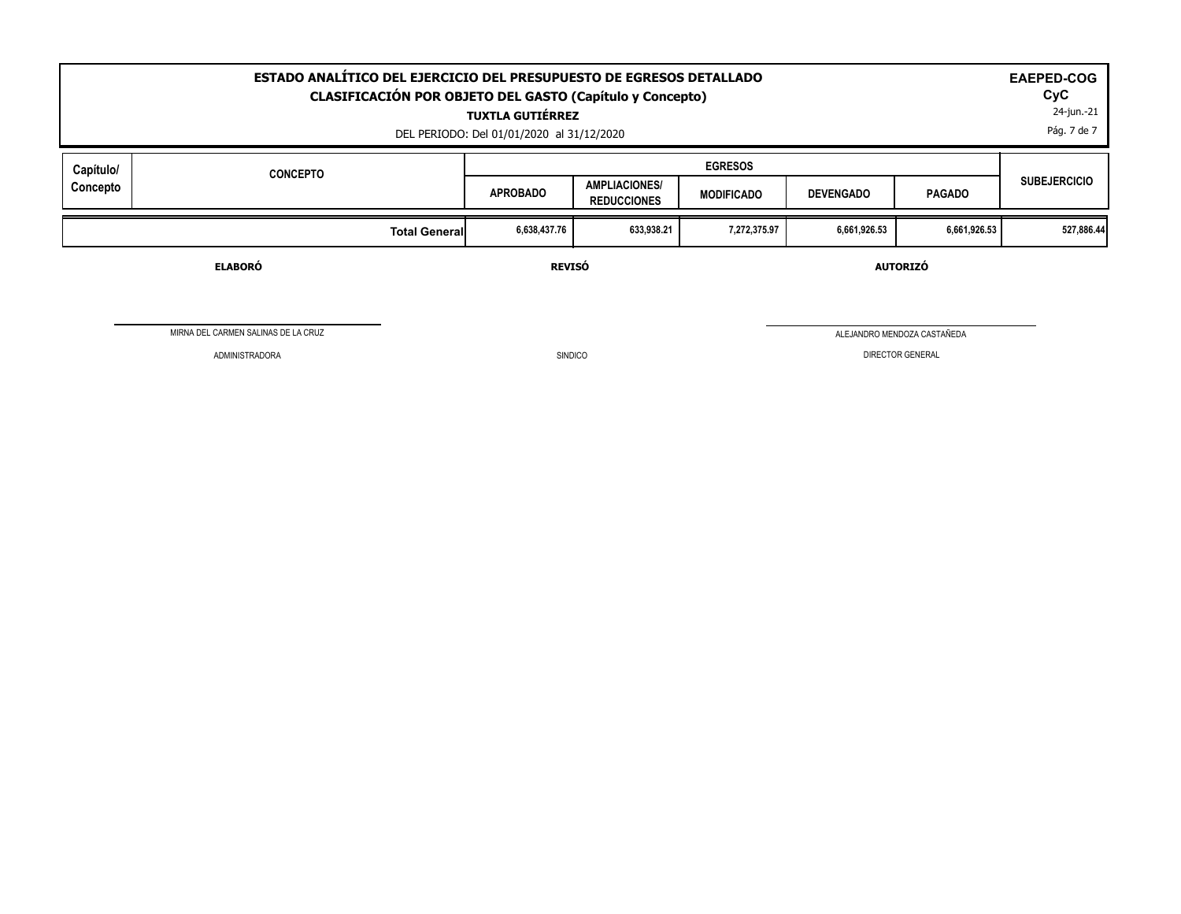# ESTADO ANALÍTICO DEL EJERCICIO DEL PRESUPUESTO DE EGRESOS DETALLADO

## CLASIFICACIÓN POR OBJETO DEL GASTO (Capítulo y Concepto)

**TUXTLA GUTIÉRREZ**

DEL PERIODO: Del 01/01/2020 al 31/12/2020

**EAEPED-COG**
**CyC**
24-jun.-21

| Capítulo/ Concepto | CONCEPTO | EGRESOS | | | | | SUBEJERCICIO |
|---|---|---|---|---|---|---|---|
| | | APROBADO | AMPLIACIONES/ REDUCCIONES | MODIFICADO | DEVENGADO | PAGADO | |
| | **Total General** | **6,638,437.76** | **633,938.21** | **7,272,375.97** | **6,661,926.53** | **6,661,926.53** | **527,886.44** |

| ELABORÓ | REVISÓ | AUTORIZÓ |
|---|---|---|
| MIRNA DEL CARMEN SALINAS DE LA CRUZ | | ALEJANDRO MENDOZA CASTAÑEDA |
| ADMINISTRADORA | SINDICO | DIRECTOR GENERAL |